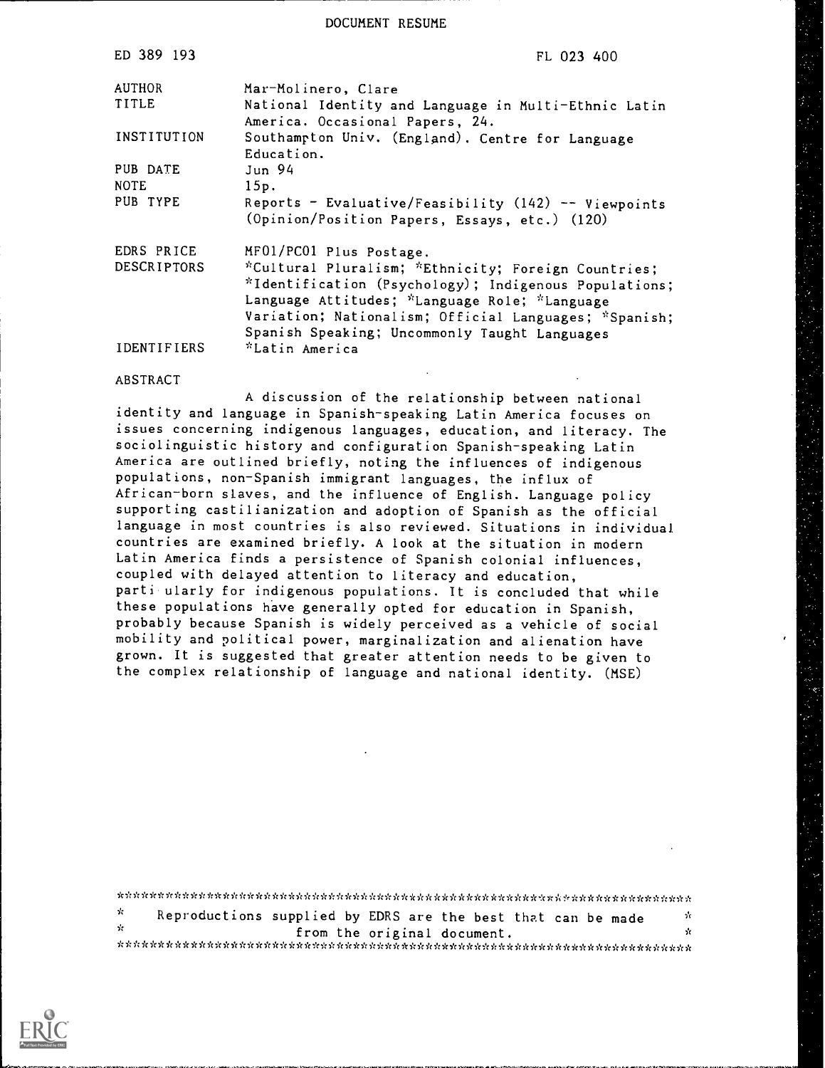DOCUMENT RESUME

| | |
|---|---|
| ED 389 193 | FL 023 400 |
| AUTHOR | Mar-Molinero, Clare |
| TITLE | National Identity and Language in Multi-Ethnic Latin America. Occasional Papers, 24. |
| INSTITUTION | Southampton Univ. (England). Centre for Language Education. |
| PUB DATE | Jun 94 |
| NOTE | 15p. |
| PUB TYPE | Reports - Evaluative/Feasibility (142) -- Viewpoints (Opinion/Position Papers, Essays, etc.) (120) |
| EDRS PRICE | MF01/PC01 Plus Postage. |
| DESCRIPTORS | *Cultural Pluralism; *Ethnicity; Foreign Countries; *Identification (Psychology); Indigenous Populations; Language Attitudes; *Language Role; *Language Variation; Nationalism; Official Languages; *Spanish; Spanish Speaking; Uncommonly Taught Languages |
| IDENTIFIERS | *Latin America |

ABSTRACT

A discussion of the relationship between national identity and language in Spanish-speaking Latin America focuses on issues concerning indigenous languages, education, and literacy. The sociolinguistic history and configuration Spanish-speaking Latin America are outlined briefly, noting the influences of indigenous populations, non-Spanish immigrant languages, the influx of African-born slaves, and the influence of English. Language policy supporting castilianization and adoption of Spanish as the official language in most countries is also reviewed. Situations in individual countries are examined briefly. A look at the situation in modern Latin America finds a persistence of Spanish colonial influences, coupled with delayed attention to literacy and education, particularly for indigenous populations. It is concluded that while these populations have generally opted for education in Spanish, probably because Spanish is widely perceived as a vehicle of social mobility and political power, marginalization and alienation have grown. It is suggested that greater attention needs to be given to the complex relationship of language and national identity. (MSE)

***********************************************************************
* Reproductions supplied by EDRS are the best that can be made *
* from the original document. *
***********************************************************************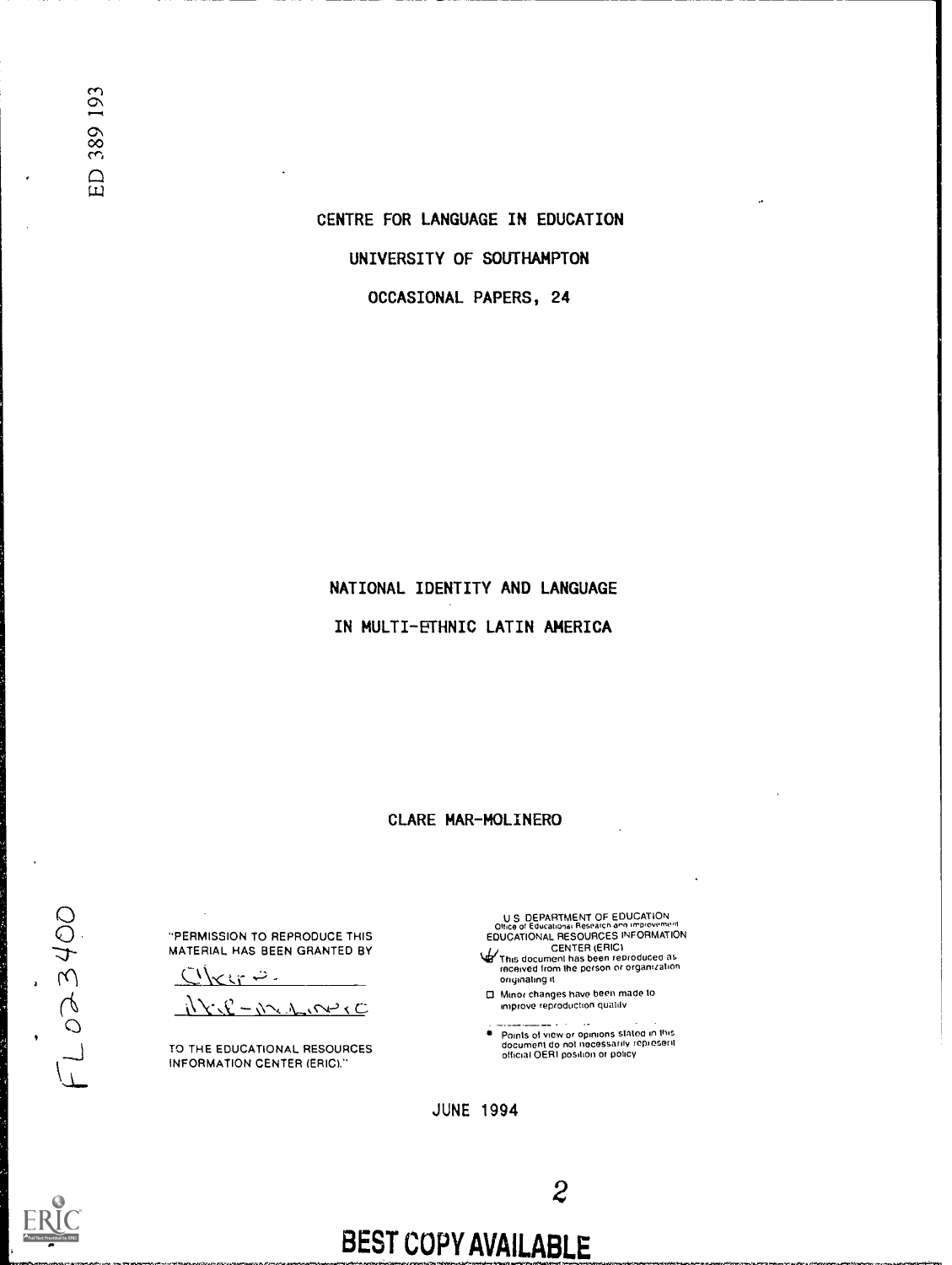ED 389 193

CENTRE FOR LANGUAGE IN EDUCATION

UNIVERSITY OF SOUTHAMPTON

OCCASIONAL PAPERS, 24

# NATIONAL IDENTITY AND LANGUAGE IN MULTI-ETHNIC LATIN AMERICA

CLARE MAR-MOLINERO

FL023400

"PERMISSION TO REPRODUCE THIS MATERIAL HAS BEEN GRANTED BY

Clare Mar-Molinero

TO THE EDUCATIONAL RESOURCES INFORMATION CENTER (ERIC)."

U S DEPARTMENT OF EDUCATION
Office of Educational Research and Improvement
EDUCATIONAL RESOURCES INFORMATION CENTER (ERIC)

- This document has been reproduced as received from the person or organization originating it
- Minor changes have been made to improve reproduction quality
- Points of view or opinions stated in this document do not necessarily represent official OERI position or policy

JUNE 1994

BEST COPY AVAILABLE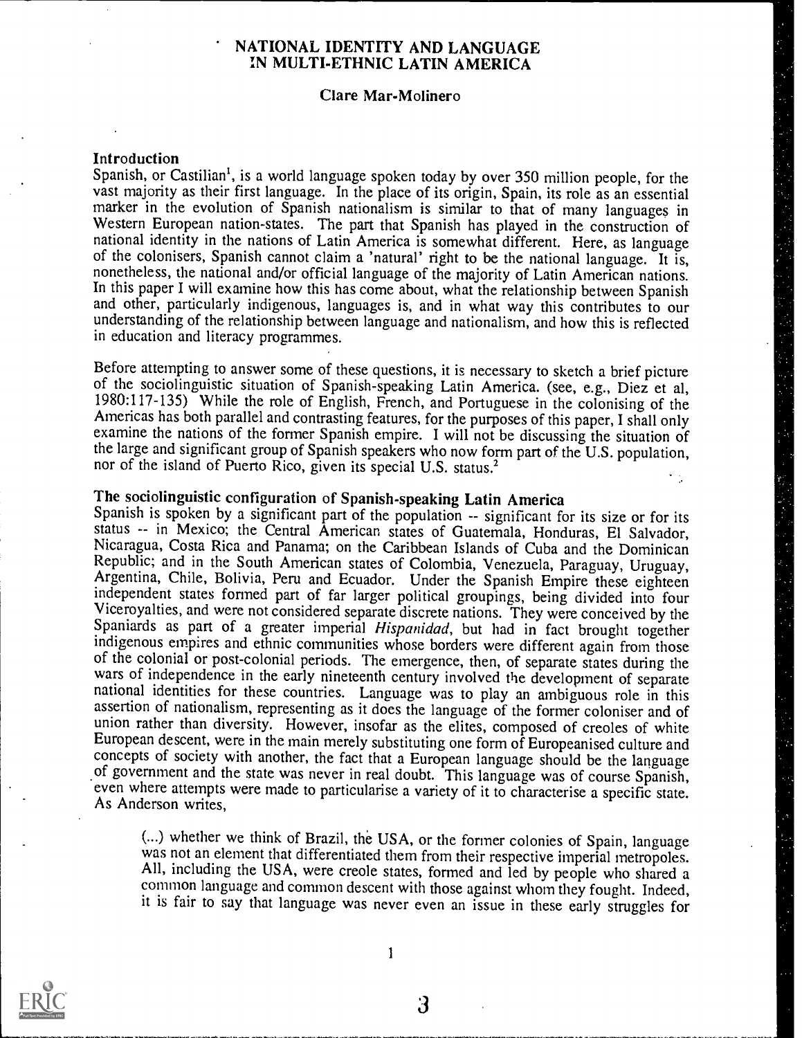# NATIONAL IDENTITY AND LANGUAGE IN MULTI-ETHNIC LATIN AMERICA

**Clare Mar-Molinero**

## Introduction

Spanish, or Castilian[1], is a world language spoken today by over 350 million people, for the vast majority as their first language. In the place of its origin, Spain, its role as an essential marker in the evolution of Spanish nationalism is similar to that of many languages in Western European nation-states. The part that Spanish has played in the construction of national identity in the nations of Latin America is somewhat different. Here, as language of the colonisers, Spanish cannot claim a 'natural' right to be the national language. It is, nonetheless, the national and/or official language of the majority of Latin American nations. In this paper I will examine how this has come about, what the relationship between Spanish and other, particularly indigenous, languages is, and in what way this contributes to our understanding of the relationship between language and nationalism, and how this is reflected in education and literacy programmes.

Before attempting to answer some of these questions, it is necessary to sketch a brief picture of the sociolinguistic situation of Spanish-speaking Latin America. (see, e.g., Diez et al, 1980:117-135) While the role of English, French, and Portuguese in the colonising of the Americas has both parallel and contrasting features, for the purposes of this paper, I shall only examine the nations of the former Spanish empire. I will not be discussing the situation of the large and significant group of Spanish speakers who now form part of the U.S. population, nor of the island of Puerto Rico, given its special U.S. status.[2]

## The sociolinguistic configuration of Spanish-speaking Latin America

Spanish is spoken by a significant part of the population -- significant for its size or for its status -- in Mexico; the Central American states of Guatemala, Honduras, El Salvador, Nicaragua, Costa Rica and Panama; on the Caribbean Islands of Cuba and the Dominican Republic; and in the South American states of Colombia, Venezuela, Paraguay, Uruguay, Argentina, Chile, Bolivia, Peru and Ecuador. Under the Spanish Empire these eighteen independent states formed part of far larger political groupings, being divided into four Viceroyalties, and were not considered separate discrete nations. They were conceived by the Spaniards as part of a greater imperial *Hispanidad*, but had in fact brought together indigenous empires and ethnic communities whose borders were different again from those of the colonial or post-colonial periods. The emergence, then, of separate states during the wars of independence in the early nineteenth century involved the development of separate national identities for these countries. Language was to play an ambiguous role in this assertion of nationalism, representing as it does the language of the former coloniser and of union rather than diversity. However, insofar as the elites, composed of creoles of white European descent, were in the main merely substituting one form of Europeanised culture and concepts of society with another, the fact that a European language should be the language of government and the state was never in real doubt. This language was of course Spanish, even where attempts were made to particularise a variety of it to characterise a specific state. As Anderson writes,

> (...) whether we think of Brazil, the USA, or the former colonies of Spain, language was not an element that differentiated them from their respective imperial metropoles. All, including the USA, were creole states, formed and led by people who shared a common language and common descent with those against whom they fought. Indeed, it is fair to say that language was never even an issue in these early struggles for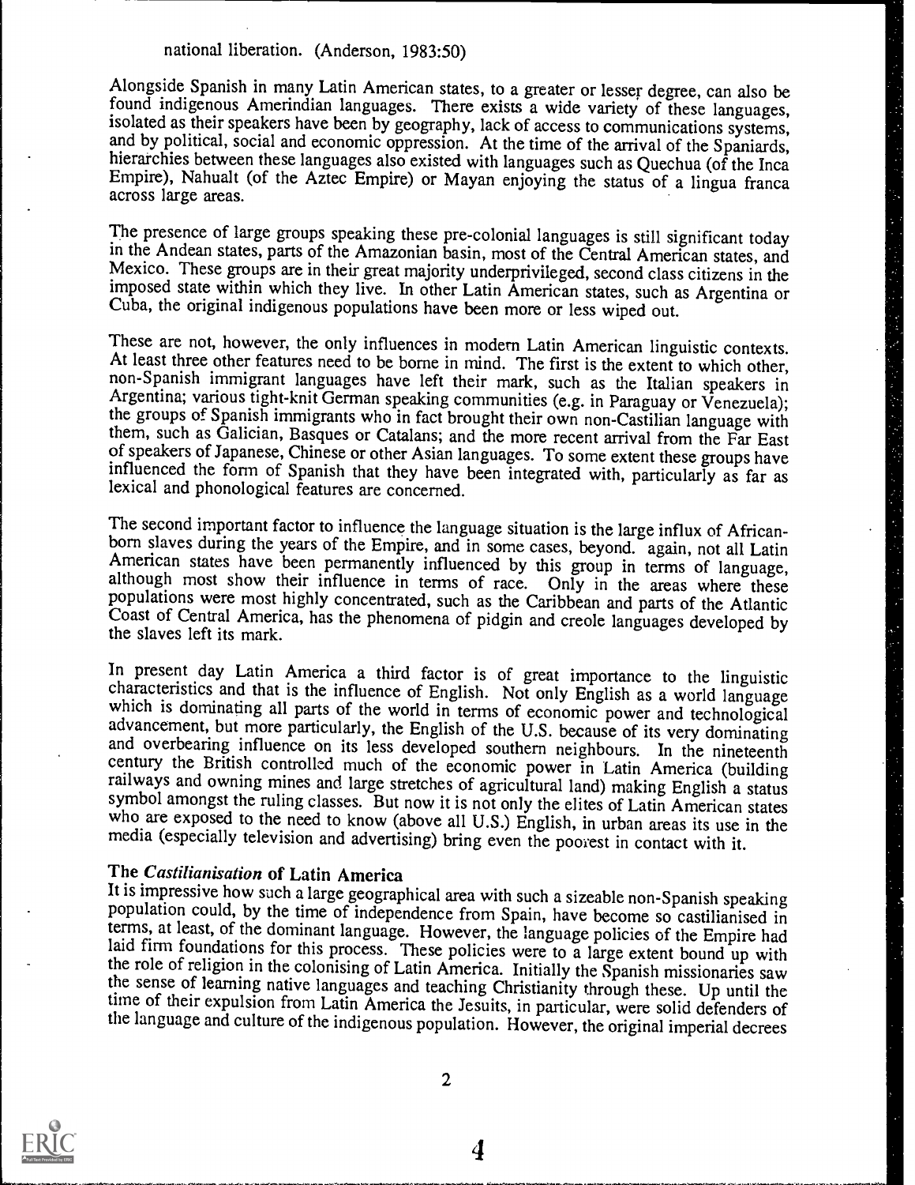national liberation. (Anderson, 1983:50)

Alongside Spanish in many Latin American states, to a greater or lesser degree, can also be found indigenous Amerindian languages. There exists a wide variety of these languages, isolated as their speakers have been by geography, lack of access to communications systems, and by political, social and economic oppression. At the time of the arrival of the Spaniards, hierarchies between these languages also existed with languages such as Quechua (of the Inca Empire), Nahualt (of the Aztec Empire) or Mayan enjoying the status of a lingua franca across large areas.

The presence of large groups speaking these pre-colonial languages is still significant today in the Andean states, parts of the Amazonian basin, most of the Central American states, and Mexico. These groups are in their great majority underprivileged, second class citizens in the imposed state within which they live. In other Latin American states, such as Argentina or Cuba, the original indigenous populations have been more or less wiped out.

These are not, however, the only influences in modern Latin American linguistic contexts. At least three other features need to be borne in mind. The first is the extent to which other, non-Spanish immigrant languages have left their mark, such as the Italian speakers in Argentina; various tight-knit German speaking communities (e.g. in Paraguay or Venezuela); the groups of Spanish immigrants who in fact brought their own non-Castilian language with them, such as Galician, Basques or Catalans; and the more recent arrival from the Far East of speakers of Japanese, Chinese or other Asian languages. To some extent these groups have influenced the form of Spanish that they have been integrated with, particularly as far as lexical and phonological features are concerned.

The second important factor to influence the language situation is the large influx of African-born slaves during the years of the Empire, and in some cases, beyond. again, not all Latin American states have been permanently influenced by this group in terms of language, although most show their influence in terms of race. Only in the areas where these populations were most highly concentrated, such as the Caribbean and parts of the Atlantic Coast of Central America, has the phenomena of pidgin and creole languages developed by the slaves left its mark.

In present day Latin America a third factor is of great importance to the linguistic characteristics and that is the influence of English. Not only English as a world language which is dominating all parts of the world in terms of economic power and technological advancement, but more particularly, the English of the U.S. because of its very dominating and overbearing influence on its less developed southern neighbours. In the nineteenth century the British controlled much of the economic power in Latin America (building railways and owning mines and large stretches of agricultural land) making English a status symbol amongst the ruling classes. But now it is not only the elites of Latin American states who are exposed to the need to know (above all U.S.) English, in urban areas its use in the media (especially television and advertising) bring even the poorest in contact with it.

## The *Castilianisation* of Latin America

It is impressive how such a large geographical area with such a sizeable non-Spanish speaking population could, by the time of independence from Spain, have become so castilianised in terms, at least, of the dominant language. However, the language policies of the Empire had laid firm foundations for this process. These policies were to a large extent bound up with the role of religion in the colonising of Latin America. Initially the Spanish missionaries saw the sense of learning native languages and teaching Christianity through these. Up until the time of their expulsion from Latin America the Jesuits, in particular, were solid defenders of the language and culture of the indigenous population. However, the original imperial decrees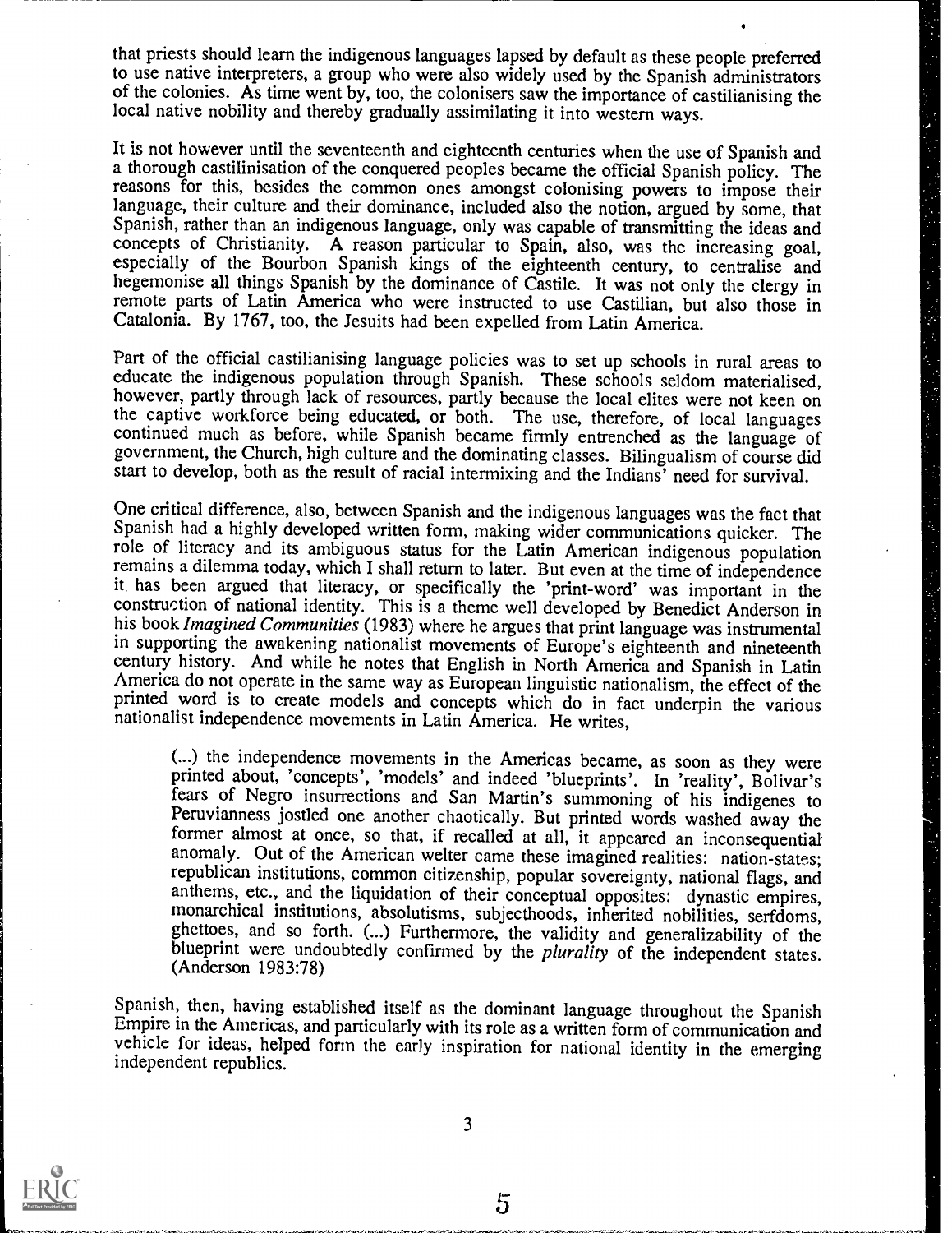that priests should learn the indigenous languages lapsed by default as these people preferred to use native interpreters, a group who were also widely used by the Spanish administrators of the colonies. As time went by, too, the colonisers saw the importance of castilianising the local native nobility and thereby gradually assimilating it into western ways.

It is not however until the seventeenth and eighteenth centuries when the use of Spanish and a thorough castilinisation of the conquered peoples became the official Spanish policy. The reasons for this, besides the common ones amongst colonising powers to impose their language, their culture and their dominance, included also the notion, argued by some, that Spanish, rather than an indigenous language, only was capable of transmitting the ideas and concepts of Christianity. A reason particular to Spain, also, was the increasing goal, especially of the Bourbon Spanish kings of the eighteenth century, to centralise and hegemonise all things Spanish by the dominance of Castile. It was not only the clergy in remote parts of Latin America who were instructed to use Castilian, but also those in Catalonia. By 1767, too, the Jesuits had been expelled from Latin America.

Part of the official castilianising language policies was to set up schools in rural areas to educate the indigenous population through Spanish. These schools seldom materialised, however, partly through lack of resources, partly because the local elites were not keen on the captive workforce being educated, or both. The use, therefore, of local languages continued much as before, while Spanish became firmly entrenched as the language of government, the Church, high culture and the dominating classes. Bilingualism of course did start to develop, both as the result of racial intermixing and the Indians' need for survival.

One critical difference, also, between Spanish and the indigenous languages was the fact that Spanish had a highly developed written form, making wider communications quicker. The role of literacy and its ambiguous status for the Latin American indigenous population remains a dilemma today, which I shall return to later. But even at the time of independence it has been argued that literacy, or specifically the 'print-word' was important in the construction of national identity. This is a theme well developed by Benedict Anderson in his book *Imagined Communities* (1983) where he argues that print language was instrumental in supporting the awakening nationalist movements of Europe's eighteenth and nineteenth century history. And while he notes that English in North America and Spanish in Latin America do not operate in the same way as European linguistic nationalism, the effect of the printed word is to create models and concepts which do in fact underpin the various nationalist independence movements in Latin America. He writes,

> (...) the independence movements in the Americas became, as soon as they were printed about, 'concepts', 'models' and indeed 'blueprints'. In 'reality', Bolivar's fears of Negro insurrections and San Martin's summoning of his indigenes to Peruvianness jostled one another chaotically. But printed words washed away the former almost at once, so that, if recalled at all, it appeared an inconsequential anomaly. Out of the American welter came these imagined realities: nation-states; republican institutions, common citizenship, popular sovereignty, national flags, and anthems, etc., and the liquidation of their conceptual opposites: dynastic empires, monarchical institutions, absolutisms, subjecthoods, inherited nobilities, serfdoms, ghettoes, and so forth. (...) Furthermore, the validity and generalizability of the blueprint were undoubtedly confirmed by the *plurality* of the independent states. (Anderson 1983:78)

Spanish, then, having established itself as the dominant language throughout the Spanish Empire in the Americas, and particularly with its role as a written form of communication and vehicle for ideas, helped form the early inspiration for national identity in the emerging independent republics.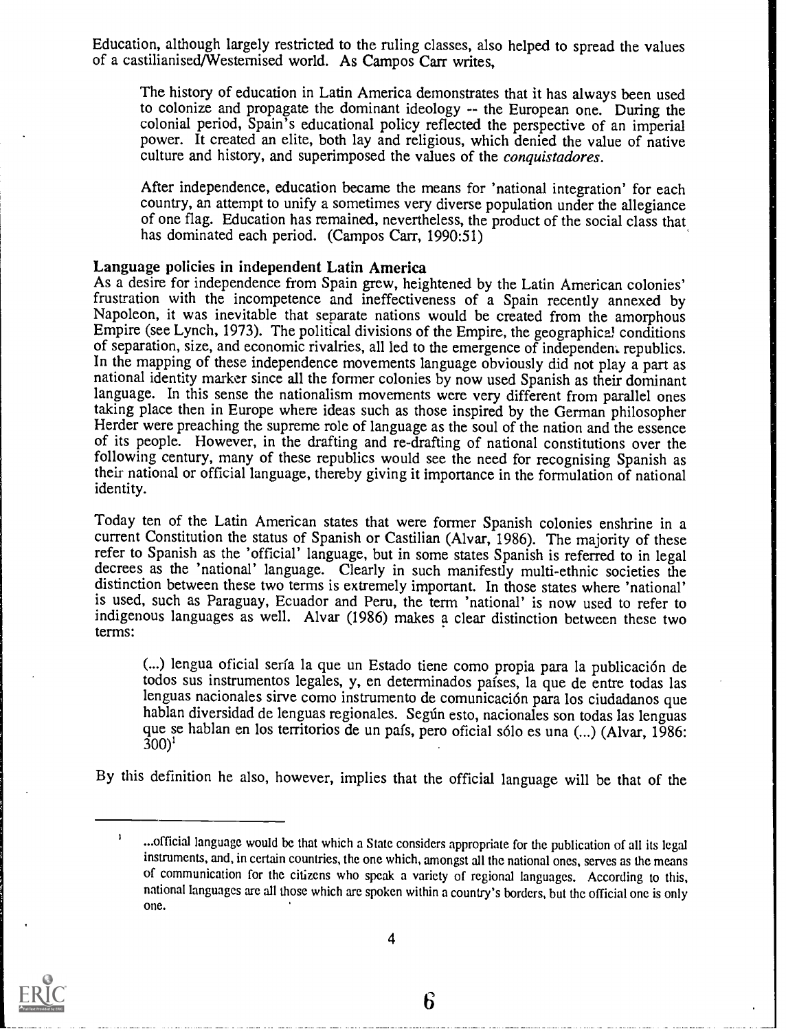Education, although largely restricted to the ruling classes, also helped to spread the values of a castilianised/Westernised world. As Campos Carr writes,

> The history of education in Latin America demonstrates that it has always been used to colonize and propagate the dominant ideology -- the European one. During the colonial period, Spain's educational policy reflected the perspective of an imperial power. It created an elite, both lay and religious, which denied the value of native culture and history, and superimposed the values of the *conquistadores*.
>
> After independence, education became the means for 'national integration' for each country, an attempt to unify a sometimes very diverse population under the allegiance of one flag. Education has remained, nevertheless, the product of the social class that has dominated each period. (Campos Carr, 1990:51)

**Language policies in independent Latin America**

As a desire for independence from Spain grew, heightened by the Latin American colonies' frustration with the incompetence and ineffectiveness of a Spain recently annexed by Napoleon, it was inevitable that separate nations would be created from the amorphous Empire (see Lynch, 1973). The political divisions of the Empire, the geographical conditions of separation, size, and economic rivalries, all led to the emergence of independent republics. In the mapping of these independence movements language obviously did not play a part as national identity marker since all the former colonies by now used Spanish as their dominant language. In this sense the nationalism movements were very different from parallel ones taking place then in Europe where ideas such as those inspired by the German philosopher Herder were preaching the supreme role of language as the soul of the nation and the essence of its people. However, in the drafting and re-drafting of national constitutions over the following century, many of these republics would see the need for recognising Spanish as their national or official language, thereby giving it importance in the formulation of national identity.

Today ten of the Latin American states that were former Spanish colonies enshrine in a current Constitution the status of Spanish or Castilian (Alvar, 1986). The majority of these refer to Spanish as the 'official' language, but in some states Spanish is referred to in legal decrees as the 'national' language. Clearly in such manifestly multi-ethnic societies the distinction between these two terms is extremely important. In those states where 'national' is used, such as Paraguay, Ecuador and Peru, the term 'national' is now used to refer to indigenous languages as well. Alvar (1986) makes a clear distinction between these two terms:

> (...) lengua oficial sería la que un Estado tiene como propia para la publicación de todos sus instrumentos legales, y, en determinados países, la que de entre todas las lenguas nacionales sirve como instrumento de comunicación para los ciudadanos que hablan diversidad de lenguas regionales. Según esto, nacionales son todas las lenguas que se hablan en los territorios de un país, pero oficial sólo es una (...) (Alvar, 1986: 300)[1]

By this definition he also, however, implies that the official language will be that of the

---

[1] ...official language would be that which a State considers appropriate for the publication of all its legal instruments, and, in certain countries, the one which, amongst all the national ones, serves as the means of communication for the citizens who speak a variety of regional languages. According to this, national languages are all those which are spoken within a country's borders, but the official one is only one.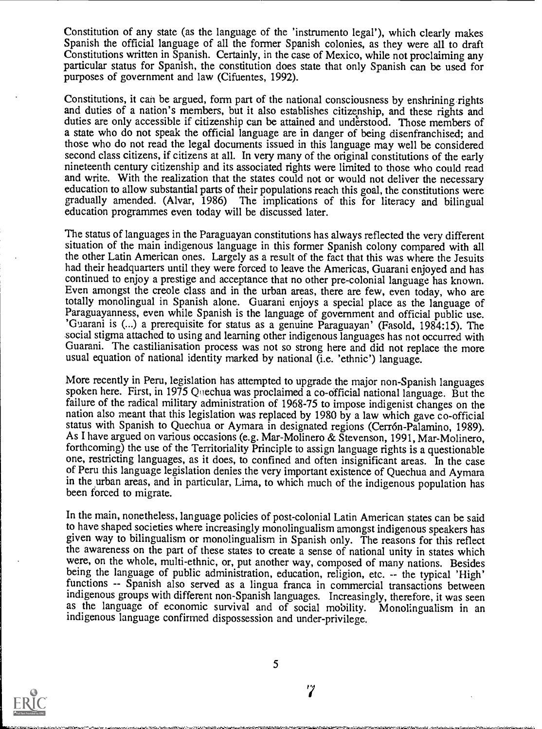Constitution of any state (as the language of the 'instrumento legal'), which clearly makes Spanish the official language of all the former Spanish colonies, as they were all to draft Constitutions written in Spanish. Certainly, in the case of Mexico, while not proclaiming any particular status for Spanish, the constitution does state that only Spanish can be used for purposes of government and law (Cifuentes, 1992).

Constitutions, it can be argued, form part of the national consciousness by enshrining rights and duties of a nation's members, but it also establishes citizenship, and these rights and duties are only accessible if citizenship can be attained and understood. Those members of a state who do not speak the official language are in danger of being disenfranchised; and those who do not read the legal documents issued in this language may well be considered second class citizens, if citizens at all. In very many of the original constitutions of the early nineteenth century citizenship and its associated rights were limited to those who could read and write. With the realization that the states could not or would not deliver the necessary education to allow substantial parts of their populations reach this goal, the constitutions were gradually amended. (Alvar, 1986) The implications of this for literacy and bilingual education programmes even today will be discussed later.

The status of languages in the Paraguayan constitutions has always reflected the very different situation of the main indigenous language in this former Spanish colony compared with all the other Latin American ones. Largely as a result of the fact that this was where the Jesuits had their headquarters until they were forced to leave the Americas, Guarani enjoyed and has continued to enjoy a prestige and acceptance that no other pre-colonial language has known. Even amongst the creole class and in the urban areas, there are few, even today, who are totally monolingual in Spanish alone. Guarani enjoys a special place as the language of Paraguayanness, even while Spanish is the language of government and official public use. 'Guarani is (...) a prerequisite for status as a genuine Paraguayan' (Fasold, 1984:15). The social stigma attached to using and learning other indigenous languages has not occurred with Guarani. The castilianisation process was not so strong here and did not replace the more usual equation of national identity marked by national (i.e. 'ethnic') language.

More recently in Peru, legislation has attempted to upgrade the major non-Spanish languages spoken here. First, in 1975 Quechua was proclaimed a co-official national language. But the failure of the radical military administration of 1968-75 to impose indigenist changes on the nation also meant that this legislation was replaced by 1980 by a law which gave co-official status with Spanish to Quechua or Aymara in designated regions (Cerrón-Palamino, 1989). As I have argued on various occasions (e.g. Mar-Molinero & Stevenson, 1991, Mar-Molinero, forthcoming) the use of the Territoriality Principle to assign language rights is a questionable one, restricting languages, as it does, to confined and often insignificant areas. In the case of Peru this language legislation denies the very important existence of Quechua and Aymara in the urban areas, and in particular, Lima, to which much of the indigenous population has been forced to migrate.

In the main, nonetheless, language policies of post-colonial Latin American states can be said to have shaped societies where increasingly monolingualism amongst indigenous speakers has given way to bilingualism or monolingualism in Spanish only. The reasons for this reflect the awareness on the part of these states to create a sense of national unity in states which were, on the whole, multi-ethnic, or, put another way, composed of many nations. Besides being the language of public administration, education, religion, etc. -- the typical 'High' functions -- Spanish also served as a lingua franca in commercial transactions between indigenous groups with different non-Spanish languages. Increasingly, therefore, it was seen as the language of economic survival and of social mobility. Monolingualism in an indigenous language confirmed dispossession and under-privilege.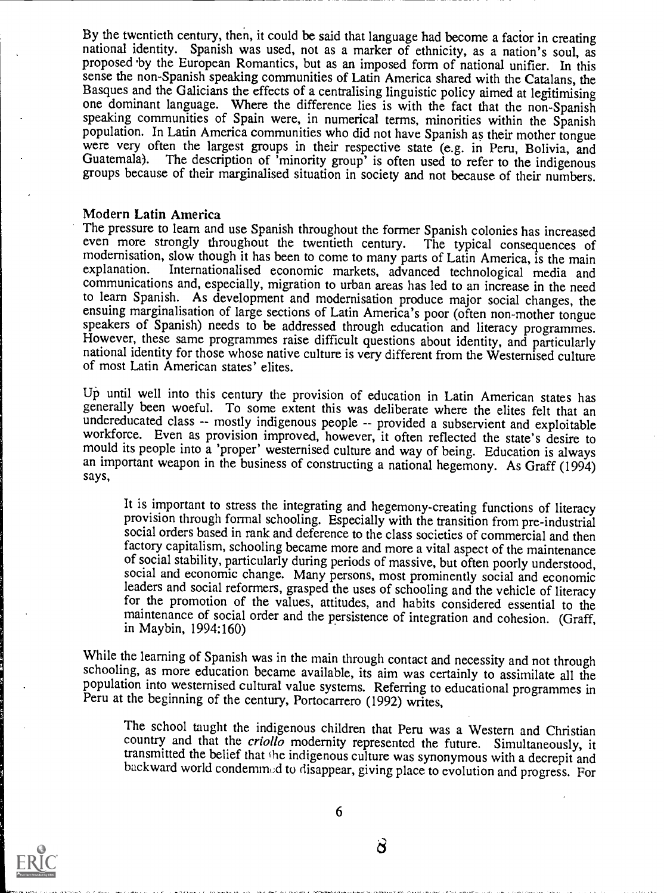By the twentieth century, then, it could be said that language had become a factor in creating national identity. Spanish was used, not as a marker of ethnicity, as a nation's soul, as proposed by the European Romantics, but as an imposed form of national unifier. In this sense the non-Spanish speaking communities of Latin America shared with the Catalans, the Basques and the Galicians the effects of a centralising linguistic policy aimed at legitimising one dominant language. Where the difference lies is with the fact that the non-Spanish speaking communities of Spain were, in numerical terms, minorities within the Spanish population. In Latin America communities who did not have Spanish as their mother tongue were very often the largest groups in their respective state (e.g. in Peru, Bolivia, and Guatemala). The description of 'minority group' is often used to refer to the indigenous groups because of their marginalised situation in society and not because of their numbers.

## Modern Latin America

The pressure to learn and use Spanish throughout the former Spanish colonies has increased even more strongly throughout the twentieth century. The typical consequences of modernisation, slow though it has been to come to many parts of Latin America, is the main explanation. Internationalised economic markets, advanced technological media and communications and, especially, migration to urban areas has led to an increase in the need to learn Spanish. As development and modernisation produce major social changes, the ensuing marginalisation of large sections of Latin America's poor (often non-mother tongue speakers of Spanish) needs to be addressed through education and literacy programmes. However, these same programmes raise difficult questions about identity, and particularly national identity for those whose native culture is very different from the Westernised culture of most Latin American states' elites.

Up until well into this century the provision of education in Latin American states has generally been woeful. To some extent this was deliberate where the elites felt that an undereducated class -- mostly indigenous people -- provided a subservient and exploitable workforce. Even as provision improved, however, it often reflected the state's desire to mould its people into a 'proper' westernised culture and way of being. Education is always an important weapon in the business of constructing a national hegemony. As Graff (1994) says,

> It is important to stress the integrating and hegemony-creating functions of literacy provision through formal schooling. Especially with the transition from pre-industrial social orders based in rank and deference to the class societies of commercial and then factory capitalism, schooling became more and more a vital aspect of the maintenance of social stability, particularly during periods of massive, but often poorly understood, social and economic change. Many persons, most prominently social and economic leaders and social reformers, grasped the uses of schooling and the vehicle of literacy for the promotion of the values, attitudes, and habits considered essential to the maintenance of social order and the persistence of integration and cohesion. (Graff, in Maybin, 1994:160)

While the learning of Spanish was in the main through contact and necessity and not through schooling, as more education became available, its aim was certainly to assimilate all the population into westernised cultural value systems. Referring to educational programmes in Peru at the beginning of the century, Portocarrero (1992) writes,

> The school taught the indigenous children that Peru was a Western and Christian country and that the *criollo* modernity represented the future. Simultaneously, it transmitted the belief that the indigenous culture was synonymous with a decrepit and backward world condemned to disappear, giving place to evolution and progress. For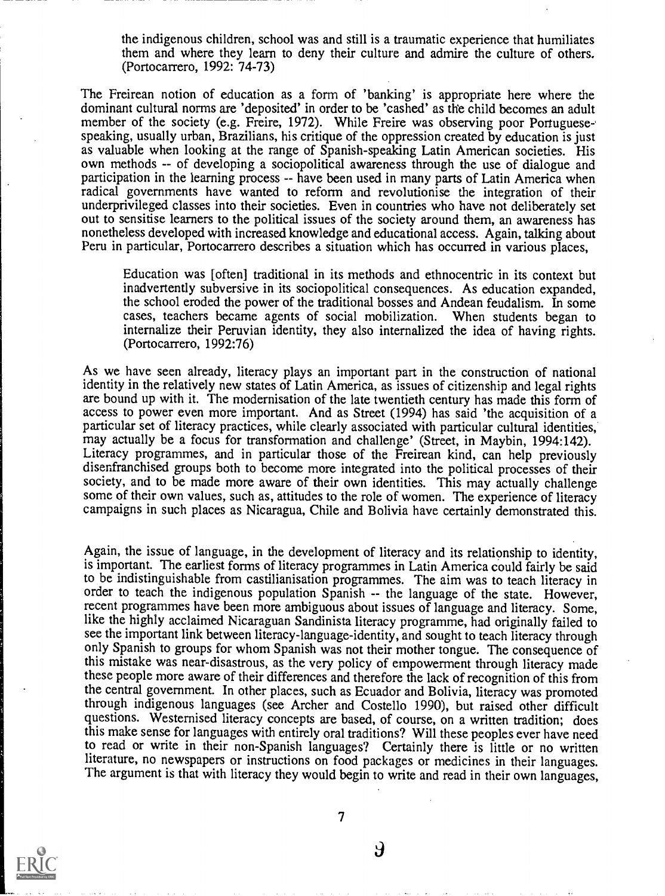the indigenous children, school was and still is a traumatic experience that humiliates them and where they learn to deny their culture and admire the culture of others. (Portocarrero, 1992: 74-73)

The Freirean notion of education as a form of 'banking' is appropriate here where the dominant cultural norms are 'deposited' in order to be 'cashed' as the child becomes an adult member of the society (e.g. Freire, 1972). While Freire was observing poor Portuguese-speaking, usually urban, Brazilians, his critique of the oppression created by education is just as valuable when looking at the range of Spanish-speaking Latin American societies. His own methods -- of developing a sociopolitical awareness through the use of dialogue and participation in the learning process -- have been used in many parts of Latin America when radical governments have wanted to reform and revolutionise the integration of their underprivileged classes into their societies. Even in countries who have not deliberately set out to sensitise learners to the political issues of the society around them, an awareness has nonetheless developed with increased knowledge and educational access. Again, talking about Peru in particular, Portocarrero describes a situation which has occurred in various places,

> Education was [often] traditional in its methods and ethnocentric in its context but inadvertently subversive in its sociopolitical consequences. As education expanded, the school eroded the power of the traditional bosses and Andean feudalism. In some cases, teachers became agents of social mobilization. When students began to internalize their Peruvian identity, they also internalized the idea of having rights. (Portocarrero, 1992:76)

As we have seen already, literacy plays an important part in the construction of national identity in the relatively new states of Latin America, as issues of citizenship and legal rights are bound up with it. The modernisation of the late twentieth century has made this form of access to power even more important. And as Street (1994) has said 'the acquisition of a particular set of literacy practices, while clearly associated with particular cultural identities, may actually be a focus for transformation and challenge' (Street, in Maybin, 1994:142). Literacy programmes, and in particular those of the Freirean kind, can help previously disenfranchised groups both to become more integrated into the political processes of their society, and to be made more aware of their own identities. This may actually challenge some of their own values, such as, attitudes to the role of women. The experience of literacy campaigns in such places as Nicaragua, Chile and Bolivia have certainly demonstrated this.

Again, the issue of language, in the development of literacy and its relationship to identity, is important. The earliest forms of literacy programmes in Latin America could fairly be said to be indistinguishable from castilianisation programmes. The aim was to teach literacy in order to teach the indigenous population Spanish -- the language of the state. However, recent programmes have been more ambiguous about issues of language and literacy. Some, like the highly acclaimed Nicaraguan Sandinista literacy programme, had originally failed to see the important link between literacy-language-identity, and sought to teach literacy through only Spanish to groups for whom Spanish was not their mother tongue. The consequence of this mistake was near-disastrous, as the very policy of empowerment through literacy made these people more aware of their differences and therefore the lack of recognition of this from the central government. In other places, such as Ecuador and Bolivia, literacy was promoted through indigenous languages (see Archer and Costello 1990), but raised other difficult questions. Westernised literacy concepts are based, of course, on a written tradition; does this make sense for languages with entirely oral traditions? Will these peoples ever have need to read or write in their non-Spanish languages? Certainly there is little or no written literature, no newspapers or instructions on food packages or medicines in their languages. The argument is that with literacy they would begin to write and read in their own languages,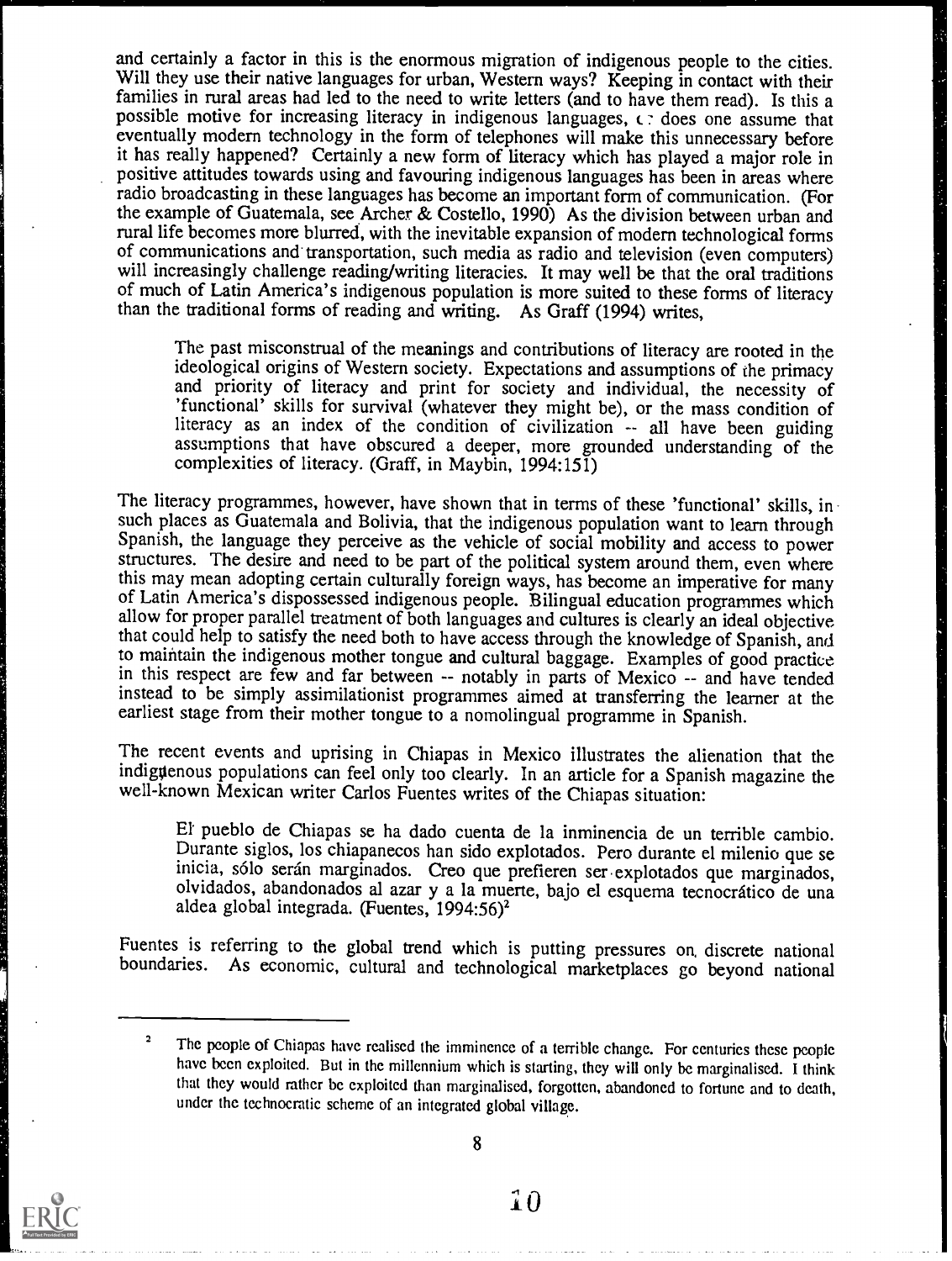and certainly a factor in this is the enormous migration of indigenous people to the cities. Will they use their native languages for urban, Western ways? Keeping in contact with their families in rural areas had led to the need to write letters (and to have them read). Is this a possible motive for increasing literacy in indigenous languages, or does one assume that eventually modern technology in the form of telephones will make this unnecessary before it has really happened? Certainly a new form of literacy which has played a major role in positive attitudes towards using and favouring indigenous languages has been in areas where radio broadcasting in these languages has become an important form of communication. (For the example of Guatemala, see Archer & Costello, 1990) As the division between urban and rural life becomes more blurred, with the inevitable expansion of modern technological forms of communications and transportation, such media as radio and television (even computers) will increasingly challenge reading/writing literacies. It may well be that the oral traditions of much of Latin America's indigenous population is more suited to these forms of literacy than the traditional forms of reading and writing. As Graff (1994) writes,

> The past misconstrual of the meanings and contributions of literacy are rooted in the ideological origins of Western society. Expectations and assumptions of the primacy and priority of literacy and print for society and individual, the necessity of 'functional' skills for survival (whatever they might be), or the mass condition of literacy as an index of the condition of civilization -- all have been guiding assumptions that have obscured a deeper, more grounded understanding of the complexities of literacy. (Graff, in Maybin, 1994:151)

The literacy programmes, however, have shown that in terms of these 'functional' skills, in such places as Guatemala and Bolivia, that the indigenous population want to learn through Spanish, the language they perceive as the vehicle of social mobility and access to power structures. The desire and need to be part of the political system around them, even where this may mean adopting certain culturally foreign ways, has become an imperative for many of Latin America's dispossessed indigenous people. Bilingual education programmes which allow for proper parallel treatment of both languages and cultures is clearly an ideal objective that could help to satisfy the need both to have access through the knowledge of Spanish, and to maintain the indigenous mother tongue and cultural baggage. Examples of good practice in this respect are few and far between -- notably in parts of Mexico -- and have tended instead to be simply assimilationist programmes aimed at transferring the learner at the earliest stage from their mother tongue to a nomolingual programme in Spanish.

The recent events and uprising in Chiapas in Mexico illustrates the alienation that the indigenous populations can feel only too clearly. In an article for a Spanish magazine the well-known Mexican writer Carlos Fuentes writes of the Chiapas situation:

> El pueblo de Chiapas se ha dado cuenta de la inminencia de un terrible cambio. Durante siglos, los chiapanecos han sido explotados. Pero durante el milenio que se inicia, sólo serán marginados. Creo que prefieren ser explotados que marginados, olvidados, abandonados al azar y a la muerte, bajo el esquema tecnocrático de una aldea global integrada. (Fuentes, 1994:56)[2]

Fuentes is referring to the global trend which is putting pressures on discrete national boundaries. As economic, cultural and technological marketplaces go beyond national

---

[2] The people of Chiapas have realised the imminence of a terrible change. For centuries these people have been exploited. But in the millennium which is starting, they will only be marginalised. I think that they would rather be exploited than marginalised, forgotten, abandoned to fortune and to death, under the technocratic scheme of an integrated global village.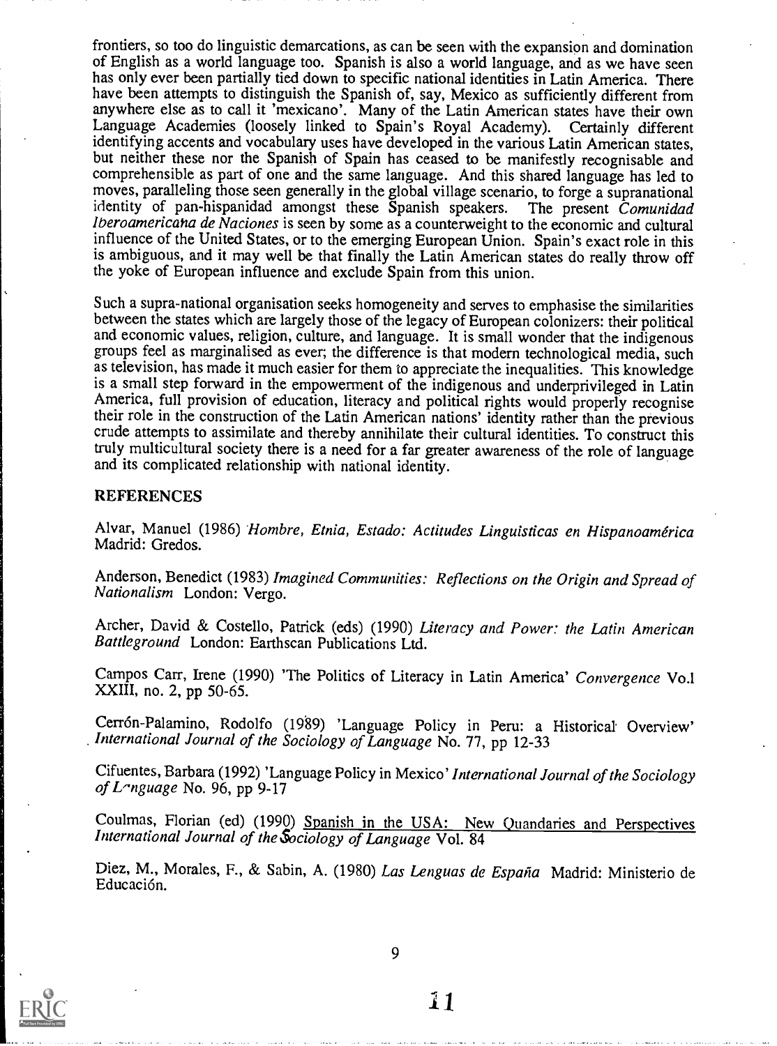frontiers, so too do linguistic demarcations, as can be seen with the expansion and domination of English as a world language too. Spanish is also a world language, and as we have seen has only ever been partially tied down to specific national identities in Latin America. There have been attempts to distinguish the Spanish of, say, Mexico as sufficiently different from anywhere else as to call it 'mexicano'. Many of the Latin American states have their own Language Academies (loosely linked to Spain's Royal Academy). Certainly different identifying accents and vocabulary uses have developed in the various Latin American states, but neither these nor the Spanish of Spain has ceased to be manifestly recognisable and comprehensible as part of one and the same language. And this shared language has led to moves, paralleling those seen generally in the global village scenario, to forge a supranational identity of pan-hispanidad amongst these Spanish speakers. The present *Comunidad Iberoamericana de Naciones* is seen by some as a counterweight to the economic and cultural influence of the United States, or to the emerging European Union. Spain's exact role in this is ambiguous, and it may well be that finally the Latin American states do really throw off the yoke of European influence and exclude Spain from this union.

Such a supra-national organisation seeks homogeneity and serves to emphasise the similarities between the states which are largely those of the legacy of European colonizers: their political and economic values, religion, culture, and language. It is small wonder that the indigenous groups feel as marginalised as ever; the difference is that modern technological media, such as television, has made it much easier for them to appreciate the inequalities. This knowledge is a small step forward in the empowerment of the indigenous and underprivileged in Latin America, full provision of education, literacy and political rights would properly recognise their role in the construction of the Latin American nations' identity rather than the previous crude attempts to assimilate and thereby annihilate their cultural identities. To construct this truly multicultural society there is a need for a far greater awareness of the role of language and its complicated relationship with national identity.

## REFERENCES

Alvar, Manuel (1986) *Hombre, Etnia, Estado: Actitudes Linguisticas en Hispanoamérica* Madrid: Gredos.

Anderson, Benedict (1983) *Imagined Communities: Reflections on the Origin and Spread of Nationalism* London: Vergo.

Archer, David & Costello, Patrick (eds) (1990) *Literacy and Power: the Latin American Battleground* London: Earthscan Publications Ltd.

Campos Carr, Irene (1990) 'The Politics of Literacy in Latin America' *Convergence* Vo.l XXIII, no. 2, pp 50-65.

Cerrón-Palamino, Rodolfo (1989) 'Language Policy in Peru: a Historical Overview' *International Journal of the Sociology of Language* No. 77, pp 12-33

Cifuentes, Barbara (1992) 'Language Policy in Mexico' *International Journal of the Sociology of Lenguage* No. 96, pp 9-17

Coulmas, Florian (ed) (1990) Spanish in the USA: New Quandaries and Perspectives *International Journal of the Sociology of Language* Vol. 84

Diez, M., Morales, F., & Sabin, A. (1980) *Las Lenguas de España* Madrid: Ministerio de Educación.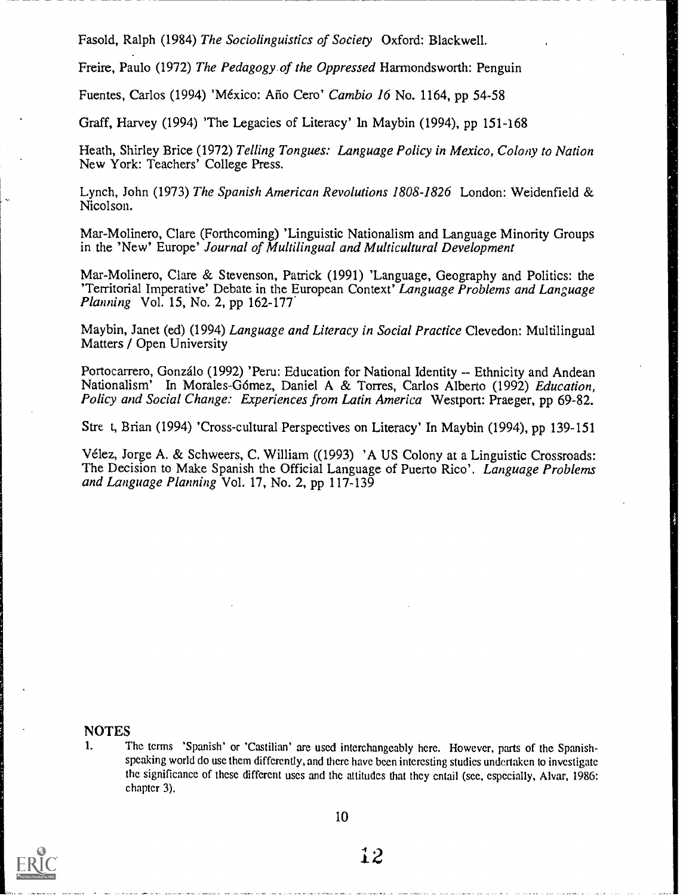Fasold, Ralph (1984) *The Sociolinguistics of Society* Oxford: Blackwell.

Freire, Paulo (1972) *The Pedagogy of the Oppressed* Harmondsworth: Penguin

Fuentes, Carlos (1994) 'México: Año Cero' *Cambio 16* No. 1164, pp 54-58

Graff, Harvey (1994) 'The Legacies of Literacy' In Maybin (1994), pp 151-168

Heath, Shirley Brice (1972) *Telling Tongues: Language Policy in Mexico, Colony to Nation* New York: Teachers' College Press.

Lynch, John (1973) *The Spanish American Revolutions 1808-1826* London: Weidenfield & Nicolson.

Mar-Molinero, Clare (Forthcoming) 'Linguistic Nationalism and Language Minority Groups in the 'New' Europe' *Journal of Multilingual and Multicultural Development*

Mar-Molinero, Clare & Stevenson, Patrick (1991) 'Language, Geography and Politics: the 'Territorial Imperative' Debate in the European Context' *Language Problems and Language Planning* Vol. 15, No. 2, pp 162-177

Maybin, Janet (ed) (1994) *Language and Literacy in Social Practice* Clevedon: Multilingual Matters / Open University

Portocarrero, Gonzálo (1992) 'Peru: Education for National Identity -- Ethnicity and Andean Nationalism' In Morales-Gómez, Daniel A & Torres, Carlos Alberto (1992) *Education, Policy and Social Change: Experiences from Latin America* Westport: Praeger, pp 69-82.

Stre t, Brian (1994) 'Cross-cultural Perspectives on Literacy' In Maybin (1994), pp 139-151

Vélez, Jorge A. & Schweers, C. William ((1993) 'A US Colony at a Linguistic Crossroads: The Decision to Make Spanish the Official Language of Puerto Rico'. *Language Problems and Language Planning* Vol. 17, No. 2, pp 117-139

## NOTES

1. The terms 'Spanish' or 'Castilian' are used interchangeably here. However, parts of the Spanish-speaking world do use them differently, and there have been interesting studies undertaken to investigate the significance of these different uses and the attitudes that they entail (see, especially, Alvar, 1986: chapter 3).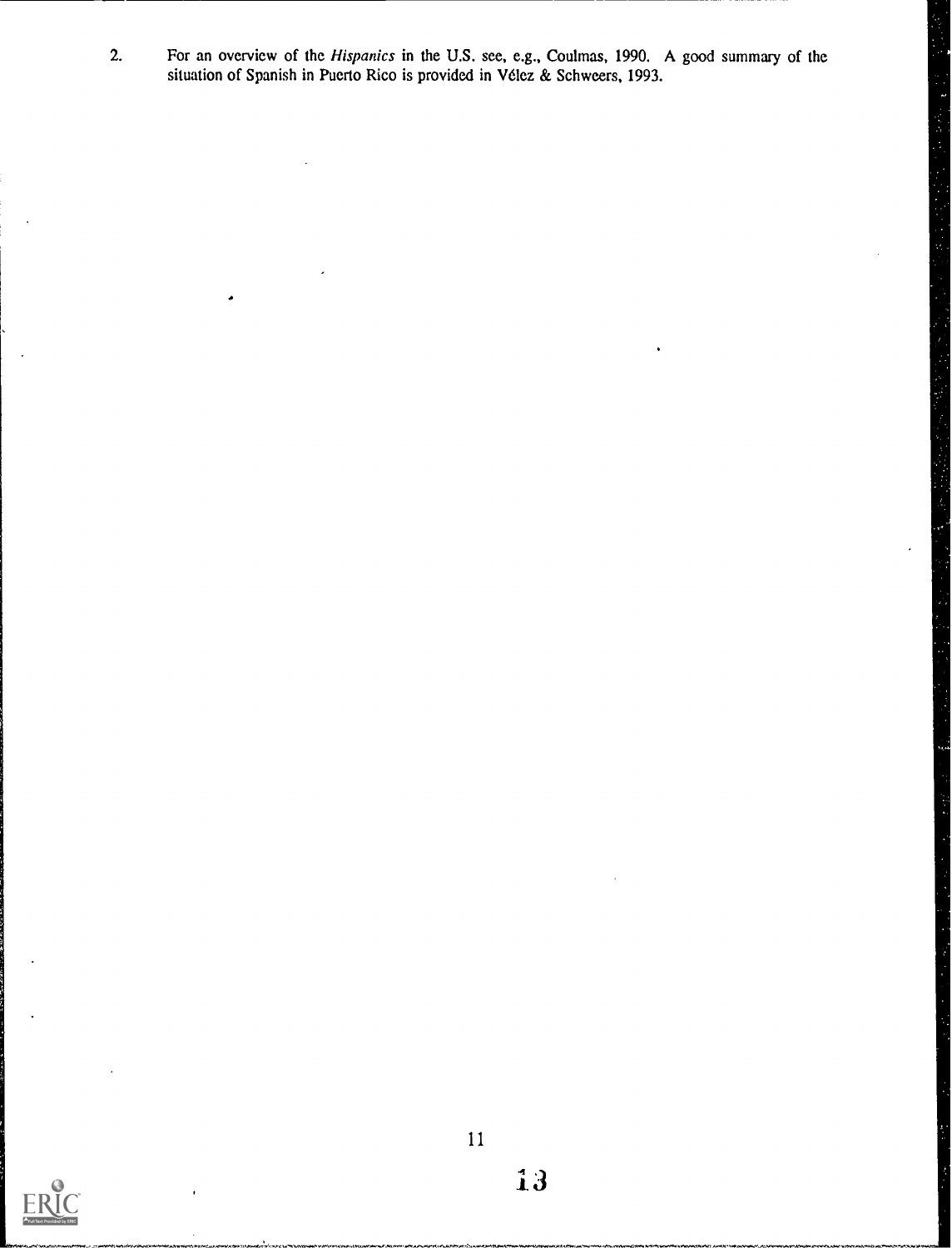2. For an overview of the *Hispanics* in the U.S. see, e.g., Coulmas, 1990. A good summary of the situation of Spanish in Puerto Rico is provided in Vélez & Schweers, 1993.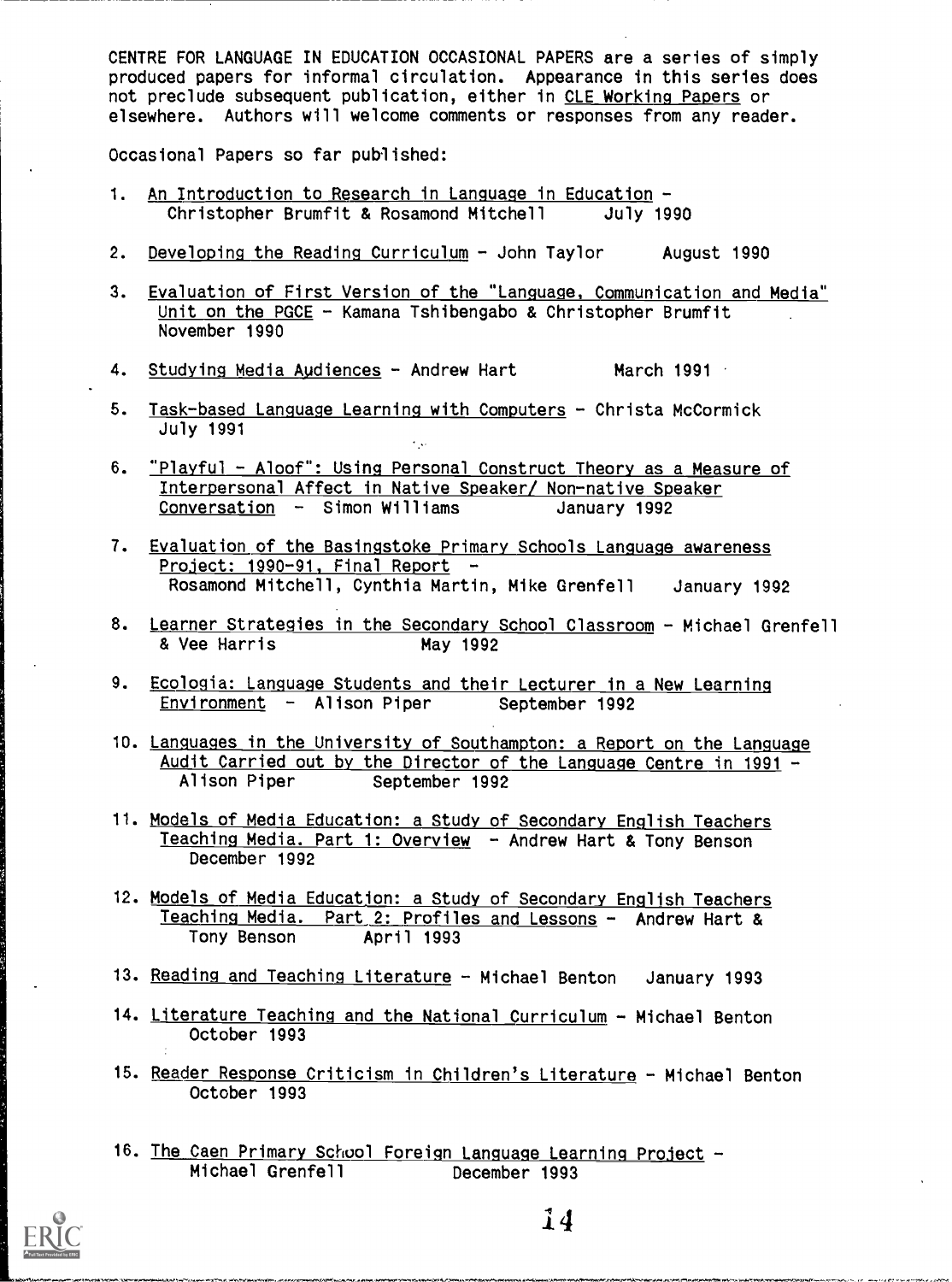CENTRE FOR LANGUAGE IN EDUCATION OCCASIONAL PAPERS are a series of simply produced papers for informal circulation. Appearance in this series does not preclude subsequent publication, either in CLE Working Papers or elsewhere. Authors will welcome comments or responses from any reader.

Occasional Papers so far published:

1. An Introduction to Research in Language in Education - Christopher Brumfit & Rosamond Mitchell July 1990

2. Developing the Reading Curriculum - John Taylor August 1990

3. Evaluation of First Version of the "Language, Communication and Media" Unit on the PGCE - Kamana Tshibengabo & Christopher Brumfit November 1990

4. Studying Media Audiences - Andrew Hart March 1991

5. Task-based Language Learning with Computers - Christa McCormick July 1991

6. "Playful - Aloof": Using Personal Construct Theory as a Measure of Interpersonal Affect in Native Speaker/ Non-native Speaker Conversation - Simon Williams January 1992

7. Evaluation of the Basingstoke Primary Schools Language awareness Project: 1990-91, Final Report - Rosamond Mitchell, Cynthia Martin, Mike Grenfell January 1992

8. Learner Strategies in the Secondary School Classroom - Michael Grenfell & Vee Harris May 1992

9. Ecologia: Language Students and their Lecturer in a New Learning Environment - Alison Piper September 1992

10. Languages in the University of Southampton: a Report on the Language Audit Carried out by the Director of the Language Centre in 1991 - Alison Piper September 1992

11. Models of Media Education: a Study of Secondary English Teachers Teaching Media. Part 1: Overview - Andrew Hart & Tony Benson December 1992

12. Models of Media Education: a Study of Secondary English Teachers Teaching Media. Part 2: Profiles and Lessons - Andrew Hart & Tony Benson April 1993

13. Reading and Teaching Literature - Michael Benton January 1993

14. Literature Teaching and the National Curriculum - Michael Benton October 1993

15. Reader Response Criticism in Children's Literature - Michael Benton October 1993

16. The Caen Primary School Foreign Language Learning Project - Michael Grenfell December 1993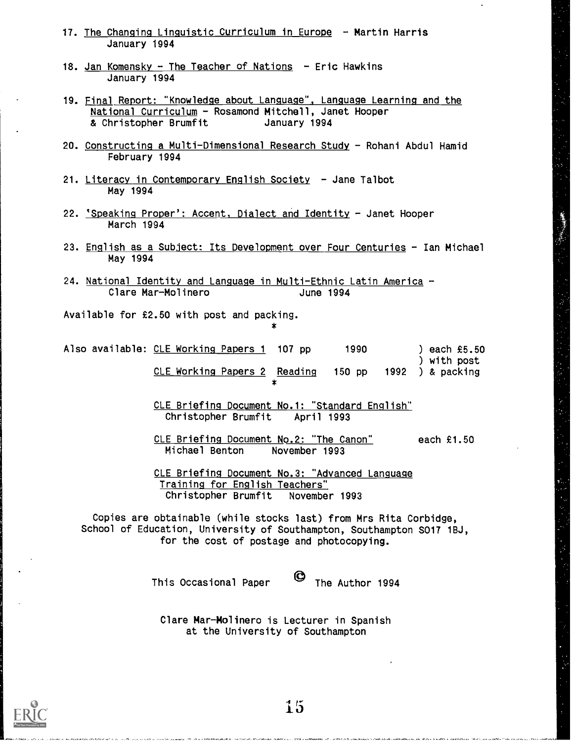17. The Changing Linguistic Curriculum in Europe - Martin Harris
    January 1994

18. Jan Komensky - The Teacher of Nations - Eric Hawkins
    January 1994

19. Final Report: "Knowledge about Language", Language Learning and the National Curriculum - Rosamond Mitchell, Janet Hooper & Christopher Brumfit January 1994

20. Constructing a Multi-Dimensional Research Study - Rohani Abdul Hamid
    February 1994

21. Literacy in Contemporary English Society - Jane Talbot
    May 1994

22. 'Speaking Proper': Accent, Dialect and Identity - Janet Hooper
    March 1994

23. English as a Subject: Its Development over Four Centuries - Ian Michael
    May 1994

24. National Identity and Language in Multi-Ethnic Latin America - Clare Mar-Molinero June 1994

Available for £2.50 with post and packing.

*

Also available: CLE Working Papers 1 107 pp 1990 ) each £5.50 ) with post

CLE Working Papers 2 Reading 150 pp 1992 ) & packing

*

CLE Briefing Document No.1: "Standard English"
Christopher Brumfit April 1993

CLE Briefing Document No.2: "The Canon" each £1.50
Michael Benton November 1993

CLE Briefing Document No.3: "Advanced Language Training for English Teachers"
Christopher Brumfit November 1993

Copies are obtainable (while stocks last) from Mrs Rita Corbidge, School of Education, University of Southampton, Southampton SO17 1BJ, for the cost of postage and photocopying.

This Occasional Paper © The Author 1994

Clare Mar-Molinero is Lecturer in Spanish at the University of Southampton